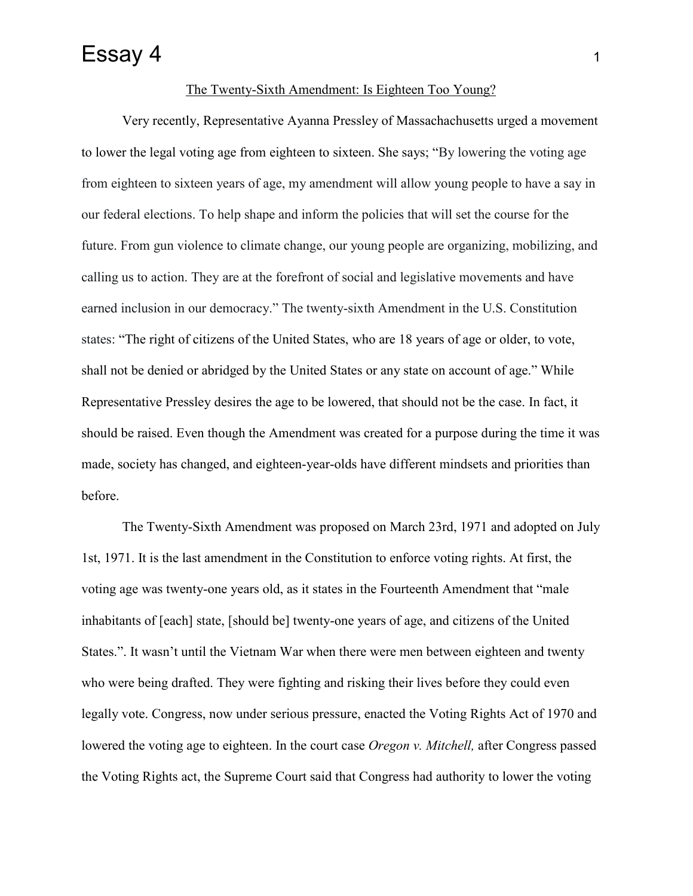# Essay 4

The Twenty-Sixth Amendment: Is Eighteen Too Young?

Very recently, Representative Ayanna Pressley of Massachachusetts urged a movement to lower the legal voting age from eighteen to sixteen. She says; "By lowering the voting age from eighteen to sixteen years of age, my amendment will allow young people to have a say in our federal elections. To help shape and inform the policies that will set the course for the future. From gun violence to climate change, our young people are organizing, mobilizing, and calling us to action. They are at the forefront of social and legislative movements and have earned inclusion in our democracy." The twenty-sixth Amendment in the U.S. Constitution states: "The right of citizens of the United States, who are 18 years of age or older, to vote, shall not be denied or abridged by the United States or any state on account of age." While Representative Pressley desires the age to be lowered, that should not be the case. In fact, it should be raised. Even though the Amendment was created for a purpose during the time it was made, society has changed, and eighteen-year-olds have different mindsets and priorities than before.

The Twenty-Sixth Amendment was proposed on March 23rd, 1971 and adopted on July 1st, 1971. It is the last amendment in the Constitution to enforce voting rights. At first, the voting age was twenty-one years old, as it states in the Fourteenth Amendment that "male inhabitants of [each] state, [should be] twenty-one years of age, and citizens of the United States.". It wasn't until the Vietnam War when there were men between eighteen and twenty who were being drafted. They were fighting and risking their lives before they could even legally vote. Congress, now under serious pressure, enacted the Voting Rights Act of 1970 and lowered the voting age to eighteen. In the court case *Oregon v. Mitchell,* after Congress passed the Voting Rights act, the Supreme Court said that Congress had authority to lower the voting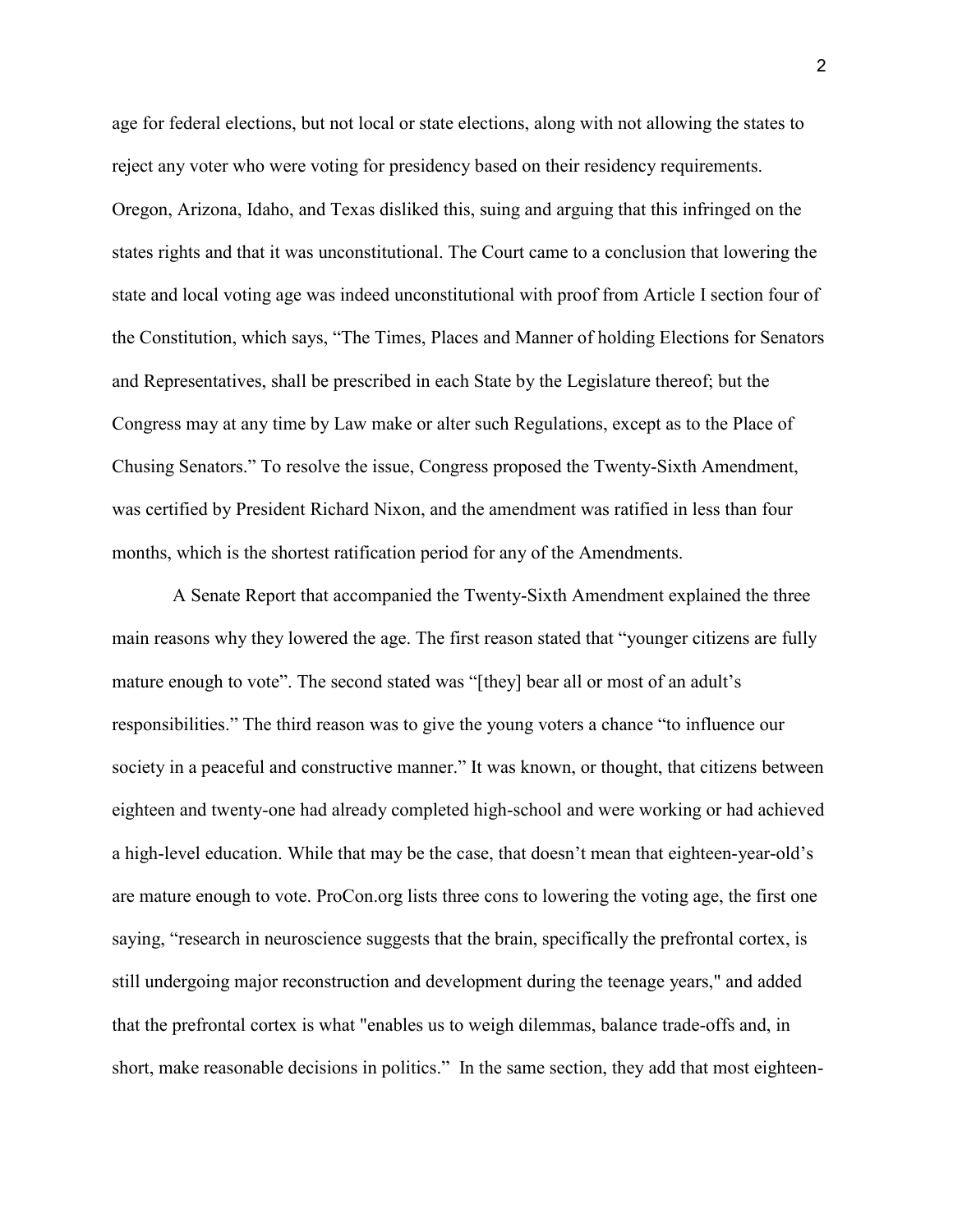age for federal elections, but not local or state elections, along with not allowing the states to reject any voter who were voting for presidency based on their residency requirements. Oregon, Arizona, Idaho, and Texas disliked this, suing and arguing that this infringed on the states rights and that it was unconstitutional. The Court came to a conclusion that lowering the state and local voting age was indeed unconstitutional with proof from Article I section four of the Constitution, which says, "The Times, Places and Manner of holding Elections for Senators and Representatives, shall be prescribed in each State by the Legislature thereof; but the Congress may at any time by Law make or alter such Regulations, except as to the Place of Chusing Senators." To resolve the issue, Congress proposed the Twenty-Sixth Amendment, was certified by President Richard Nixon, and the amendment was ratified in less than four months, which is the shortest ratification period for any of the Amendments.

A Senate Report that accompanied the Twenty-Sixth Amendment explained the three main reasons why they lowered the age. The first reason stated that "younger citizens are fully mature enough to vote". The second stated was "[they] bear all or most of an adult's responsibilities." The third reason was to give the young voters a chance "to influence our society in a peaceful and constructive manner." It was known, or thought, that citizens between eighteen and twenty-one had already completed high-school and were working or had achieved a high-level education. While that may be the case, that doesn't mean that eighteen-year-old's are mature enough to vote. ProCon.org lists three cons to lowering the voting age, the first one saying, "research in neuroscience suggests that the brain, specifically the prefrontal cortex, is still undergoing major reconstruction and development during the teenage years," and added that the prefrontal cortex is what "enables us to weigh dilemmas, balance trade-offs and, in short, make reasonable decisions in politics." In the same section, they add that most eighteen-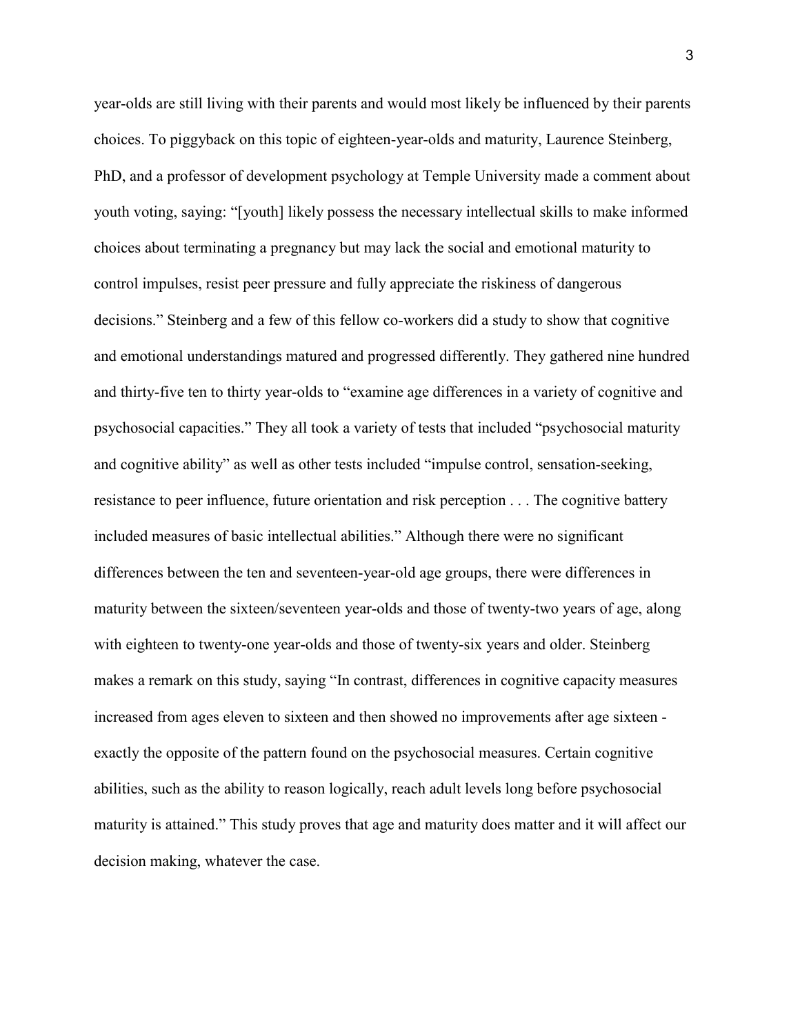year-olds are still living with their parents and would most likely be influenced by their parents choices. To piggyback on this topic of eighteen-year-olds and maturity, Laurence Steinberg, PhD, and a professor of development psychology at Temple University made a comment about youth voting, saying: "[youth] likely possess the necessary intellectual skills to make informed choices about terminating a pregnancy but may lack the social and emotional maturity to control impulses, resist peer pressure and fully appreciate the riskiness of dangerous decisions." Steinberg and a few of this fellow co-workers did a study to show that cognitive and emotional understandings matured and progressed differently. They gathered nine hundred and thirty-five ten to thirty year-olds to "examine age differences in a variety of cognitive and psychosocial capacities." They all took a variety of tests that included "psychosocial maturity and cognitive ability" as well as other tests included "impulse control, sensation-seeking, resistance to peer influence, future orientation and risk perception . . . The cognitive battery included measures of basic intellectual abilities." Although there were no significant differences between the ten and seventeen-year-old age groups, there were differences in maturity between the sixteen/seventeen year-olds and those of twenty-two years of age, along with eighteen to twenty-one year-olds and those of twenty-six years and older. Steinberg makes a remark on this study, saying "In contrast, differences in cognitive capacity measures increased from ages eleven to sixteen and then showed no improvements after age sixteen - exactly the opposite of the pattern found on the psychosocial measures. Certain cognitive abilities, such as the ability to reason logically, reach adult levels long before psychosocial maturity is attained." This study proves that age and maturity does matter and it will affect our decision making, whatever the case.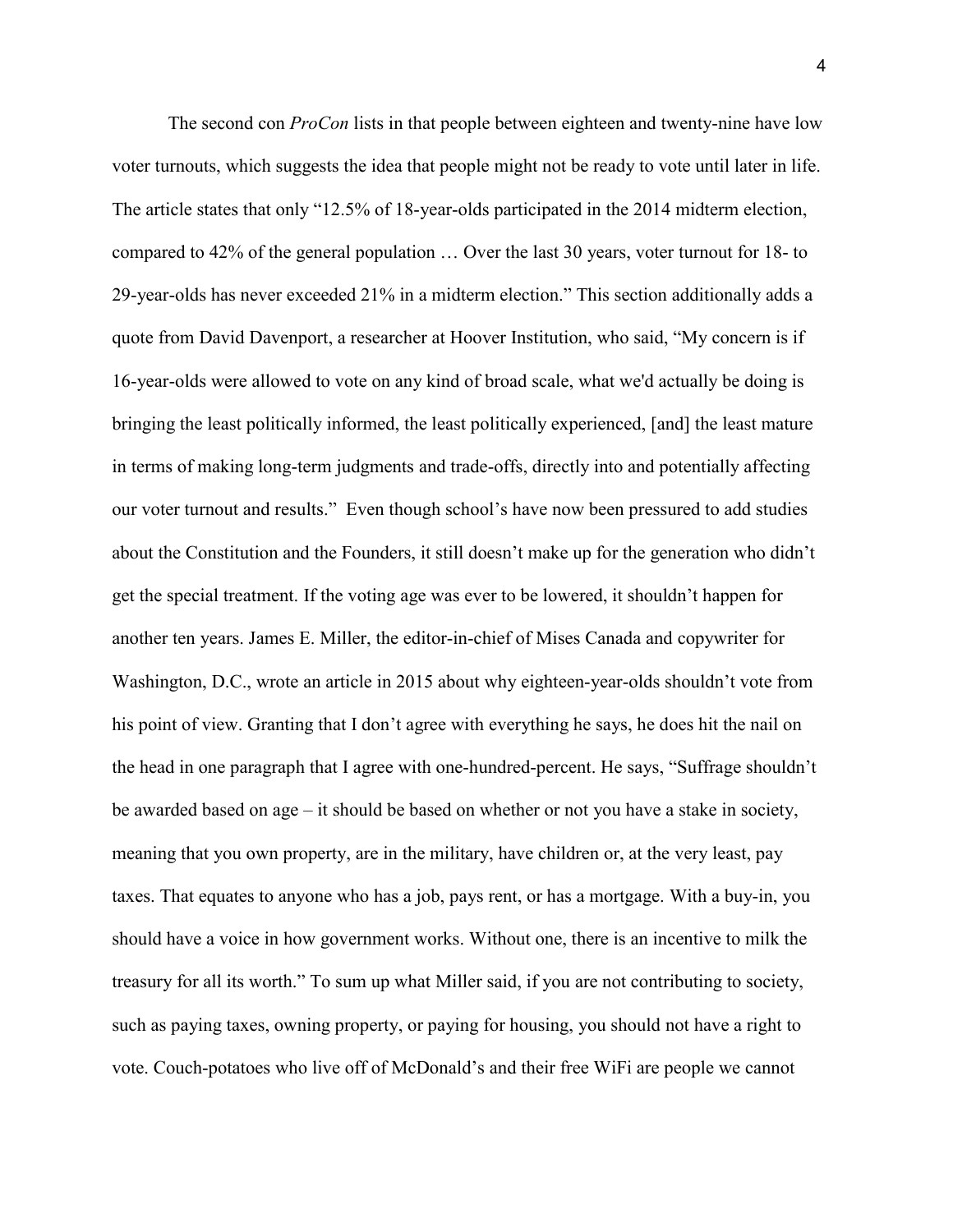The second con *ProCon* lists in that people between eighteen and twenty-nine have low voter turnouts, which suggests the idea that people might not be ready to vote until later in life. The article states that only "12.5% of 18-year-olds participated in the 2014 midterm election, compared to 42% of the general population … Over the last 30 years, voter turnout for 18- to 29-year-olds has never exceeded 21% in a midterm election." This section additionally adds a quote from David Davenport, a researcher at Hoover Institution, who said, "My concern is if 16-year-olds were allowed to vote on any kind of broad scale, what we'd actually be doing is bringing the least politically informed, the least politically experienced, [and] the least mature in terms of making long-term judgments and trade-offs, directly into and potentially affecting our voter turnout and results." Even though school's have now been pressured to add studies about the Constitution and the Founders, it still doesn't make up for the generation who didn't get the special treatment. If the voting age was ever to be lowered, it shouldn't happen for another ten years. James E. Miller, the editor-in-chief of Mises Canada and copywriter for Washington, D.C., wrote an article in 2015 about why eighteen-year-olds shouldn't vote from his point of view. Granting that I don't agree with everything he says, he does hit the nail on the head in one paragraph that I agree with one-hundred-percent. He says, "Suffrage shouldn't be awarded based on age – it should be based on whether or not you have a stake in society, meaning that you own property, are in the military, have children or, at the very least, pay taxes. That equates to anyone who has a job, pays rent, or has a mortgage. With a buy-in, you should have a voice in how government works. Without one, there is an incentive to milk the treasury for all its worth." To sum up what Miller said, if you are not contributing to society, such as paying taxes, owning property, or paying for housing, you should not have a right to vote. Couch-potatoes who live off of McDonald's and their free WiFi are people we cannot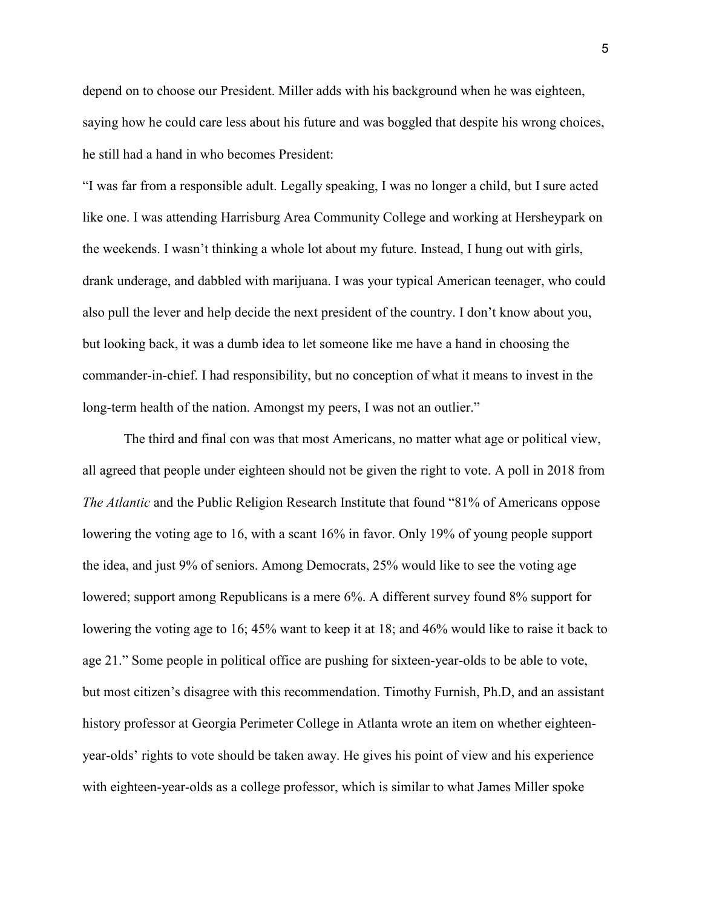depend on to choose our President. Miller adds with his background when he was eighteen, saying how he could care less about his future and was boggled that despite his wrong choices, he still had a hand in who becomes President:

"I was far from a responsible adult. Legally speaking, I was no longer a child, but I sure acted like one. I was attending Harrisburg Area Community College and working at Hersheypark on the weekends. I wasn't thinking a whole lot about my future. Instead, I hung out with girls, drank underage, and dabbled with marijuana. I was your typical American teenager, who could also pull the lever and help decide the next president of the country. I don't know about you, but looking back, it was a dumb idea to let someone like me have a hand in choosing the commander-in-chief. I had responsibility, but no conception of what it means to invest in the long-term health of the nation. Amongst my peers, I was not an outlier."

The third and final con was that most Americans, no matter what age or political view, all agreed that people under eighteen should not be given the right to vote. A poll in 2018 from *The Atlantic* and the Public Religion Research Institute that found "81% of Americans oppose lowering the voting age to 16, with a scant 16% in favor. Only 19% of young people support the idea, and just 9% of seniors. Among Democrats, 25% would like to see the voting age lowered; support among Republicans is a mere 6%. A different survey found 8% support for lowering the voting age to 16; 45% want to keep it at 18; and 46% would like to raise it back to age 21." Some people in political office are pushing for sixteen-year-olds to be able to vote, but most citizen's disagree with this recommendation. Timothy Furnish, Ph.D, and an assistant history professor at Georgia Perimeter College in Atlanta wrote an item on whether eighteen-year-olds' rights to vote should be taken away. He gives his point of view and his experience with eighteen-year-olds as a college professor, which is similar to what James Miller spoke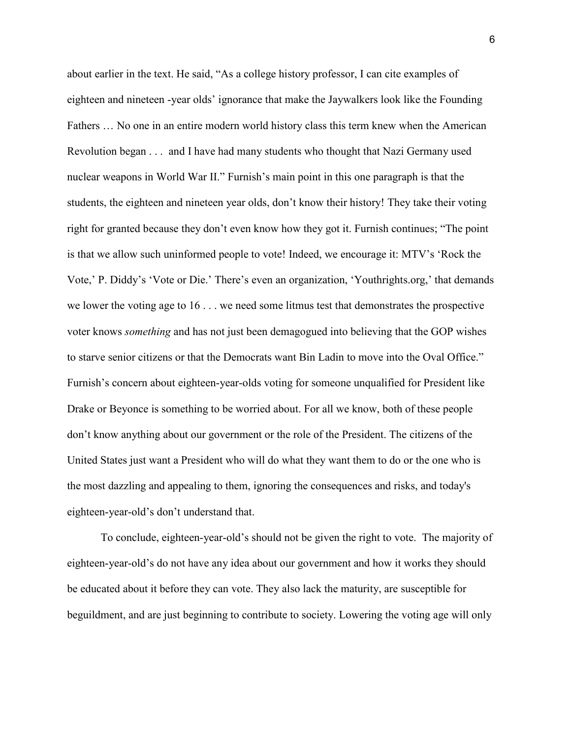about earlier in the text. He said, "As a college history professor, I can cite examples of eighteen and nineteen -year olds' ignorance that make the Jaywalkers look like the Founding Fathers … No one in an entire modern world history class this term knew when the American Revolution began . . .  and I have had many students who thought that Nazi Germany used nuclear weapons in World War II." Furnish's main point in this one paragraph is that the students, the eighteen and nineteen year olds, don't know their history! They take their voting right for granted because they don't even know how they got it. Furnish continues; "The point is that we allow such uninformed people to vote! Indeed, we encourage it: MTV's 'Rock the Vote,' P. Diddy's 'Vote or Die.' There's even an organization, 'Youthrights.org,' that demands we lower the voting age to 16 . . . we need some litmus test that demonstrates the prospective voter knows *something* and has not just been demagogued into believing that the GOP wishes to starve senior citizens or that the Democrats want Bin Ladin to move into the Oval Office." Furnish's concern about eighteen-year-olds voting for someone unqualified for President like Drake or Beyonce is something to be worried about. For all we know, both of these people don't know anything about our government or the role of the President. The citizens of the United States just want a President who will do what they want them to do or the one who is the most dazzling and appealing to them, ignoring the consequences and risks, and today's eighteen-year-old's don't understand that.

To conclude, eighteen-year-old's should not be given the right to vote.  The majority of eighteen-year-old's do not have any idea about our government and how it works they should be educated about it before they can vote. They also lack the maturity, are susceptible for beguildment, and are just beginning to contribute to society. Lowering the voting age will only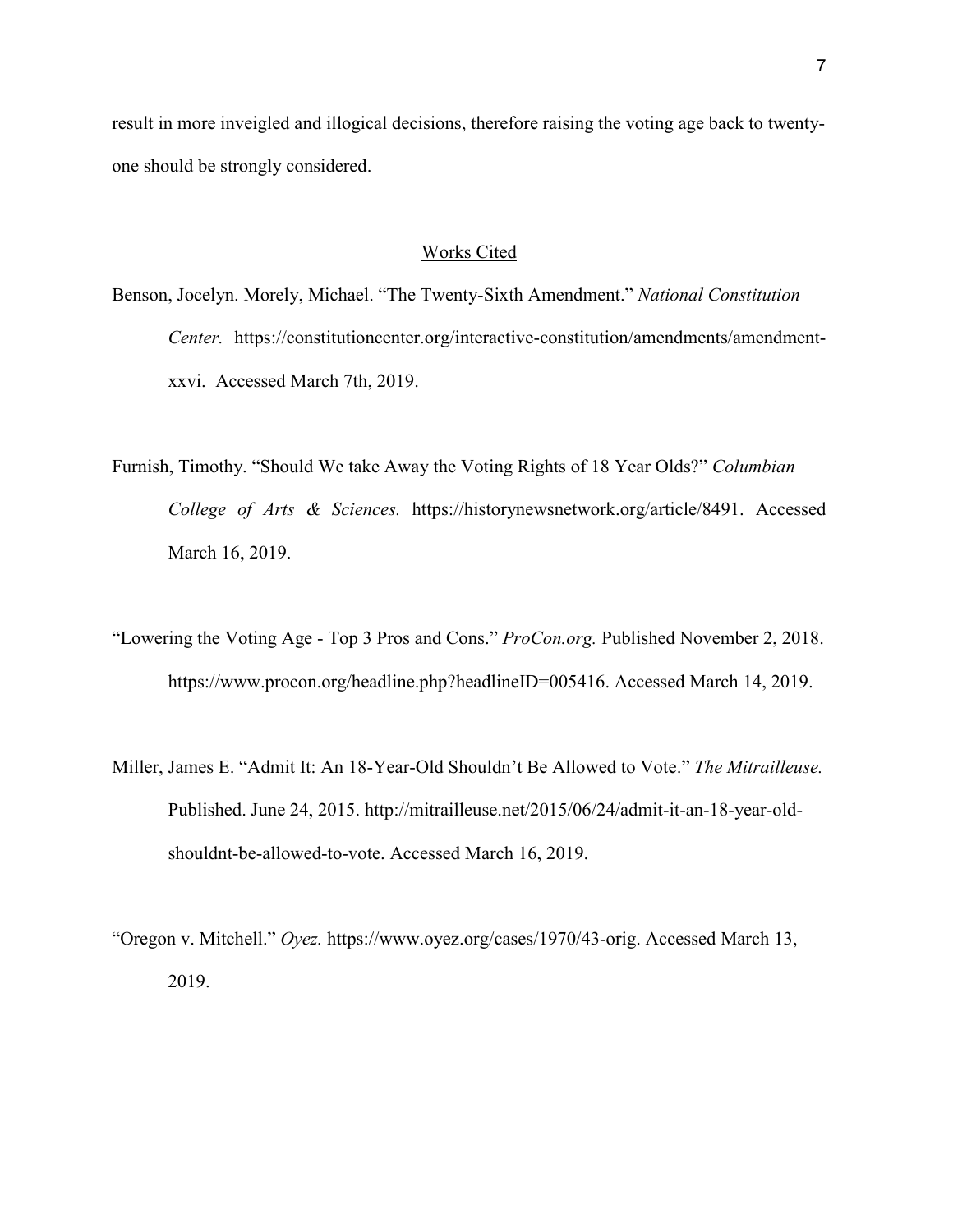result in more inveigled and illogical decisions, therefore raising the voting age back to twenty-one should be strongly considered.

## Works Cited

Benson, Jocelyn. Morely, Michael. "The Twenty-Sixth Amendment." *National Constitution Center.* https://constitutioncenter.org/interactive-constitution/amendments/amendment-xxvi. Accessed March 7th, 2019.

Furnish, Timothy. "Should We take Away the Voting Rights of 18 Year Olds?" *Columbian College of Arts & Sciences.* https://historynewsnetwork.org/article/8491. Accessed March 16, 2019.

"Lowering the Voting Age - Top 3 Pros and Cons." *ProCon.org.* Published November 2, 2018. https://www.procon.org/headline.php?headlineID=005416. Accessed March 14, 2019.

Miller, James E. "Admit It: An 18-Year-Old Shouldn't Be Allowed to Vote." *The Mitrailleuse.* Published. June 24, 2015. http://mitrailleuse.net/2015/06/24/admit-it-an-18-year-old-shouldnt-be-allowed-to-vote. Accessed March 16, 2019.

"Oregon v. Mitchell." *Oyez.* https://www.oyez.org/cases/1970/43-orig. Accessed March 13, 2019.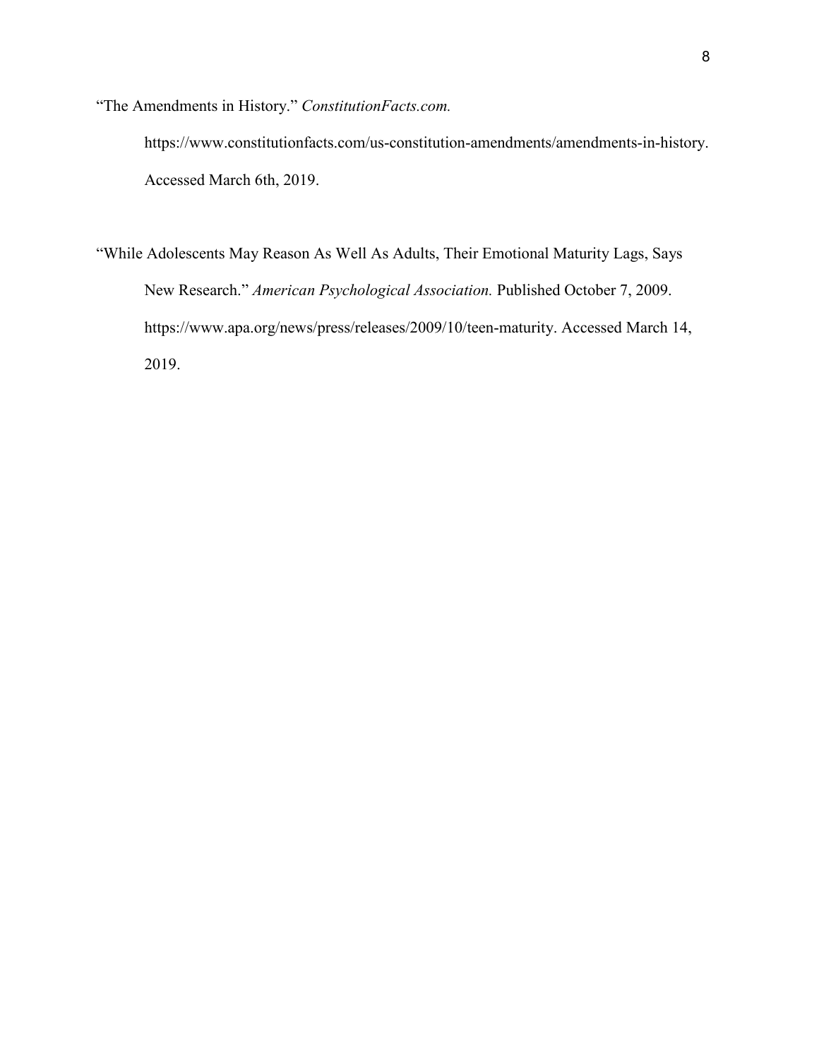"The Amendments in History." *ConstitutionFacts.com.* https://www.constitutionfacts.com/us-constitution-amendments/amendments-in-history. Accessed March 6th, 2019.

"While Adolescents May Reason As Well As Adults, Their Emotional Maturity Lags, Says New Research." *American Psychological Association.* Published October 7, 2009. https://www.apa.org/news/press/releases/2009/10/teen-maturity. Accessed March 14, 2019.